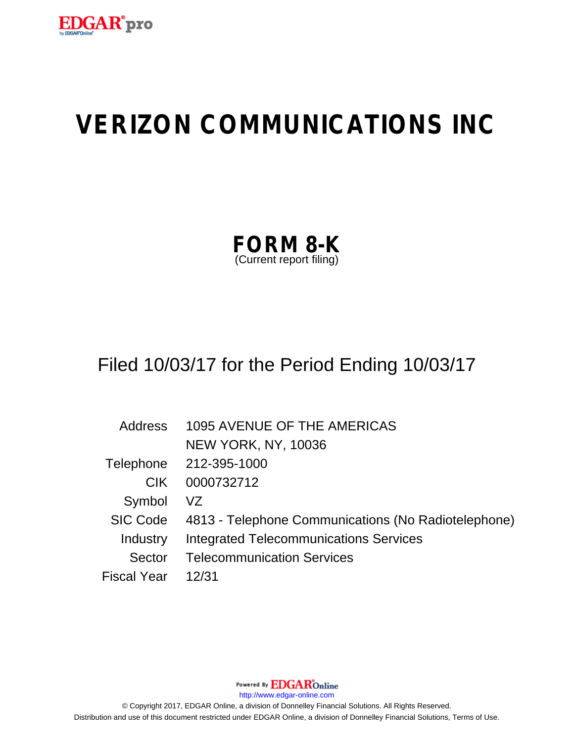EDGAR® pro

by EDGAR®Online

# VERIZON COMMUNICATIONS INC

## FORM 8-K

(Current report filing)

Filed 10/03/17 for the Period Ending 10/03/17

| | |
|---|---|
| Address | 1095 AVENUE OF THE AMERICAS<br>NEW YORK, NY, 10036 |
| Telephone | 212-395-1000 |
| CIK | 0000732712 |
| Symbol | VZ |
| SIC Code | 4813 - Telephone Communications (No Radiotelephone) |
| Industry | Integrated Telecommunications Services |
| Sector | Telecommunication Services |
| Fiscal Year | 12/31 |

Powered By EDGAR®Online

http://www.edgar-online.com

© Copyright 2017, EDGAR Online, a division of Donnelley Financial Solutions. All Rights Reserved.

Distribution and use of this document restricted under EDGAR Online, a division of Donnelley Financial Solutions, Terms of Use.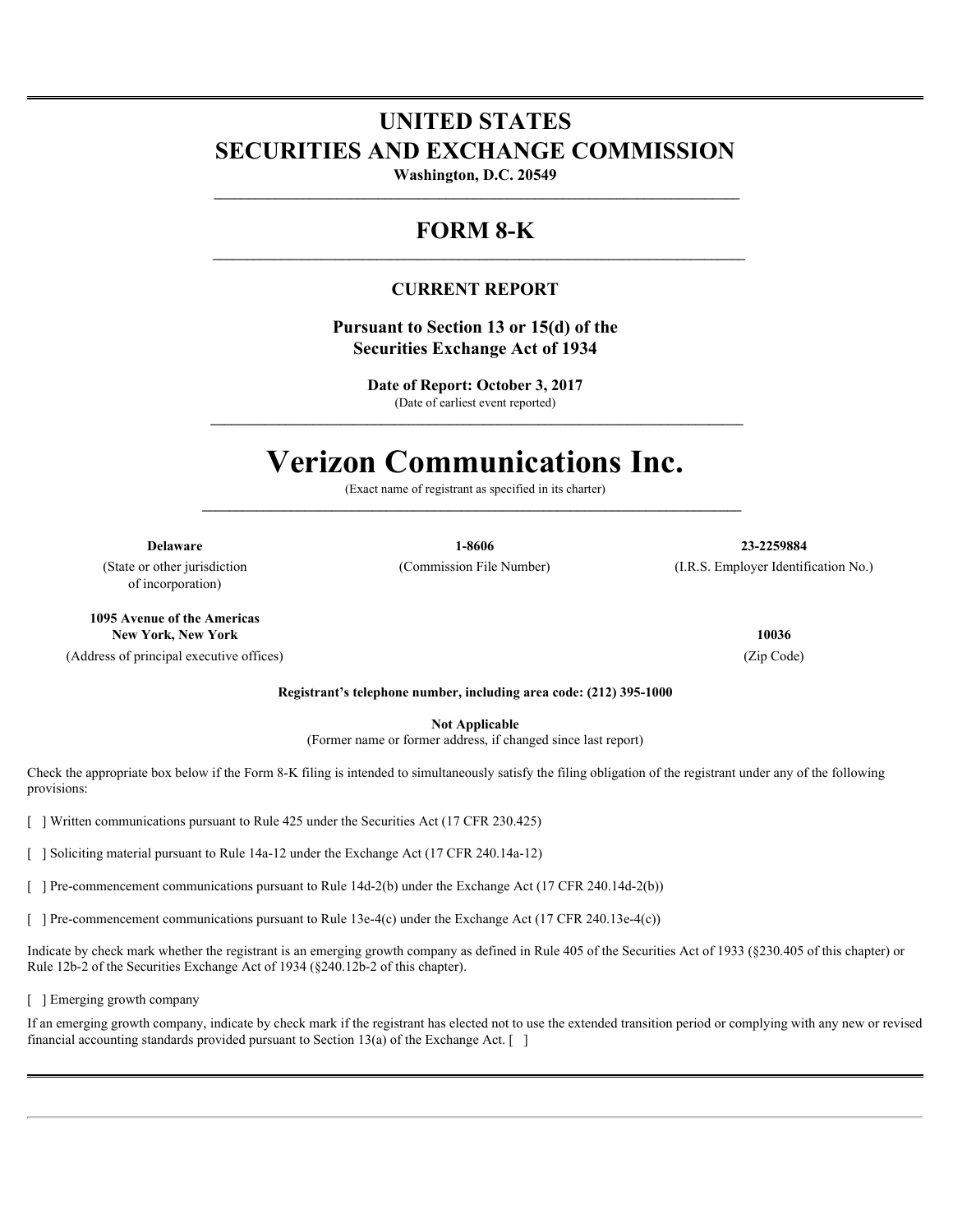# UNITED STATES
# SECURITIES AND EXCHANGE COMMISSION

**Washington, D.C. 20549**

## FORM 8-K

### CURRENT REPORT

**Pursuant to Section 13 or 15(d) of the Securities Exchange Act of 1934**

**Date of Report: October 3, 2017**
(Date of earliest event reported)

# Verizon Communications Inc.

(Exact name of registrant as specified in its charter)

| **Delaware** | **1-8606** | **23-2259884** |
|---|---|---|
| (State or other jurisdiction of incorporation) | (Commission File Number) | (I.R.S. Employer Identification No.) |

| **1095 Avenue of the Americas New York, New York** | **10036** |
|---|---|
| (Address of principal executive offices) | (Zip Code) |

**Registrant's telephone number, including area code: (212) 395-1000**

**Not Applicable**
(Former name or former address, if changed since last report)

Check the appropriate box below if the Form 8-K filing is intended to simultaneously satisfy the filing obligation of the registrant under any of the following provisions:

[ ] Written communications pursuant to Rule 425 under the Securities Act (17 CFR 230.425)

[ ] Soliciting material pursuant to Rule 14a-12 under the Exchange Act (17 CFR 240.14a-12)

[ ] Pre-commencement communications pursuant to Rule 14d-2(b) under the Exchange Act (17 CFR 240.14d-2(b))

[ ] Pre-commencement communications pursuant to Rule 13e-4(c) under the Exchange Act (17 CFR 240.13e-4(c))

Indicate by check mark whether the registrant is an emerging growth company as defined in Rule 405 of the Securities Act of 1933 (§230.405 of this chapter) or Rule 12b-2 of the Securities Exchange Act of 1934 (§240.12b-2 of this chapter).

[ ] Emerging growth company

If an emerging growth company, indicate by check mark if the registrant has elected not to use the extended transition period or complying with any new or revised financial accounting standards provided pursuant to Section 13(a) of the Exchange Act. [ ]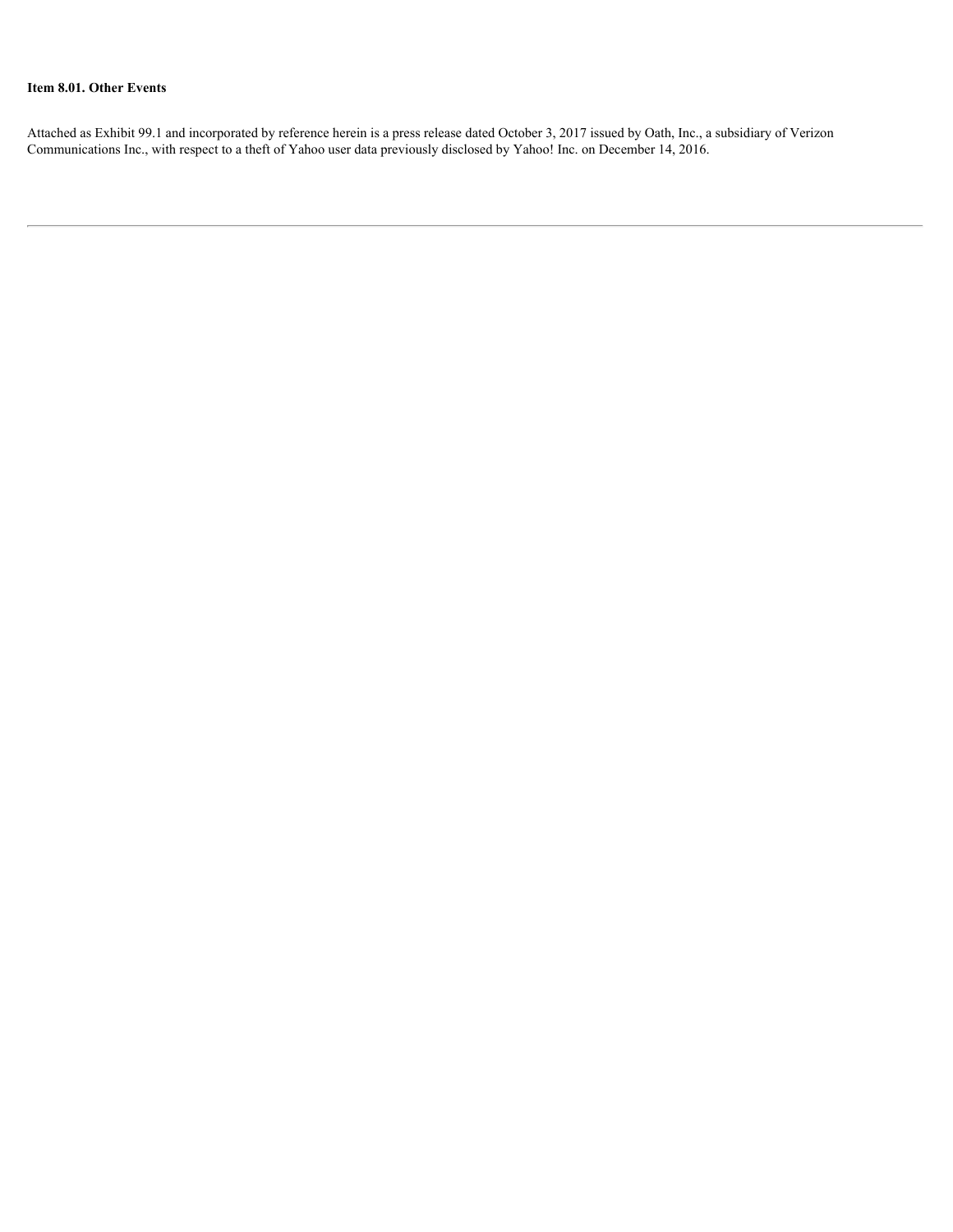**Item 8.01. Other Events**

Attached as Exhibit 99.1 and incorporated by reference herein is a press release dated October 3, 2017 issued by Oath, Inc., a subsidiary of Verizon Communications Inc., with respect to a theft of Yahoo user data previously disclosed by Yahoo! Inc. on December 14, 2016.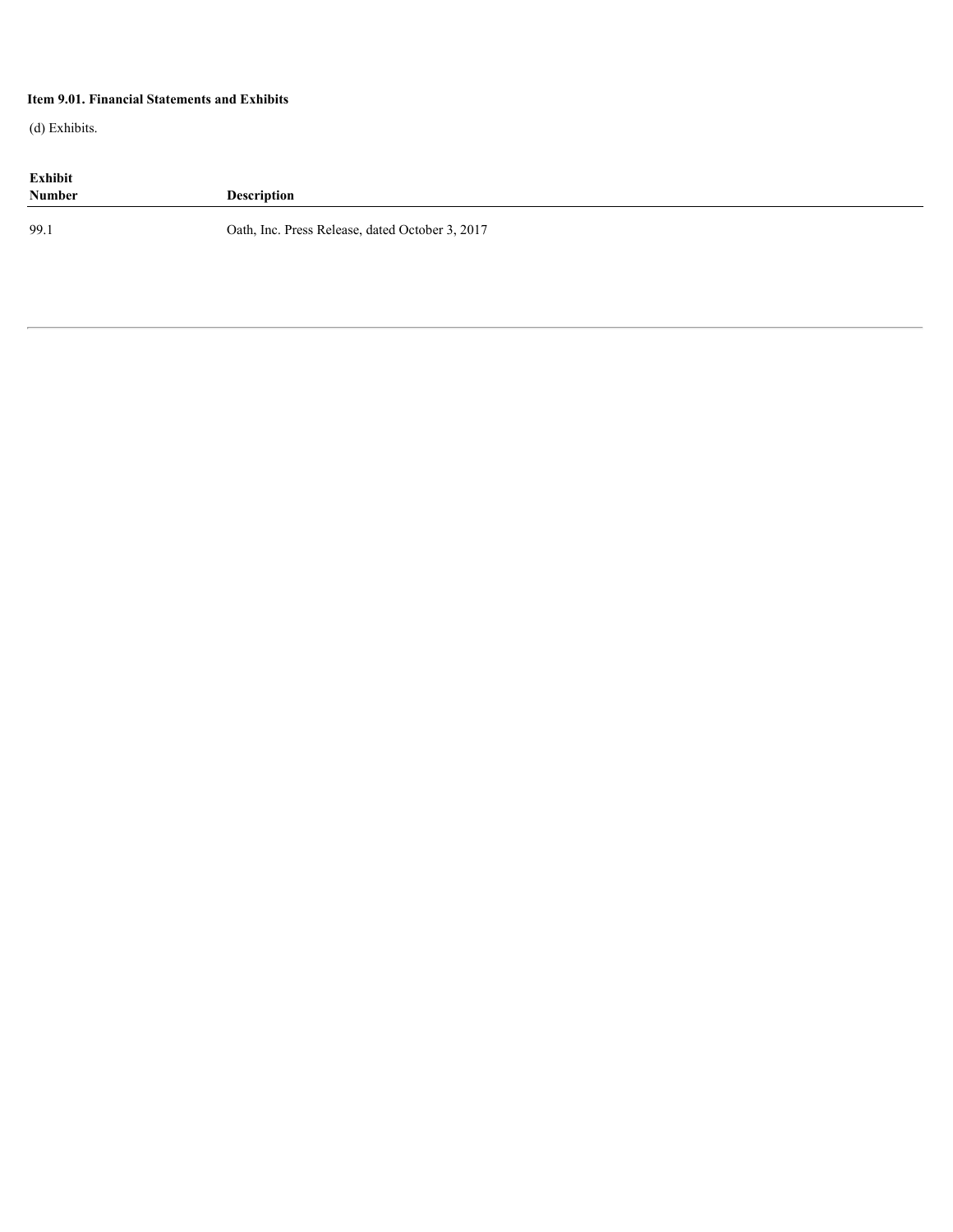**Item 9.01. Financial Statements and Exhibits**

(d) Exhibits.

| Exhibit Number | Description |
|---|---|
| 99.1 | Oath, Inc. Press Release, dated October 3, 2017 |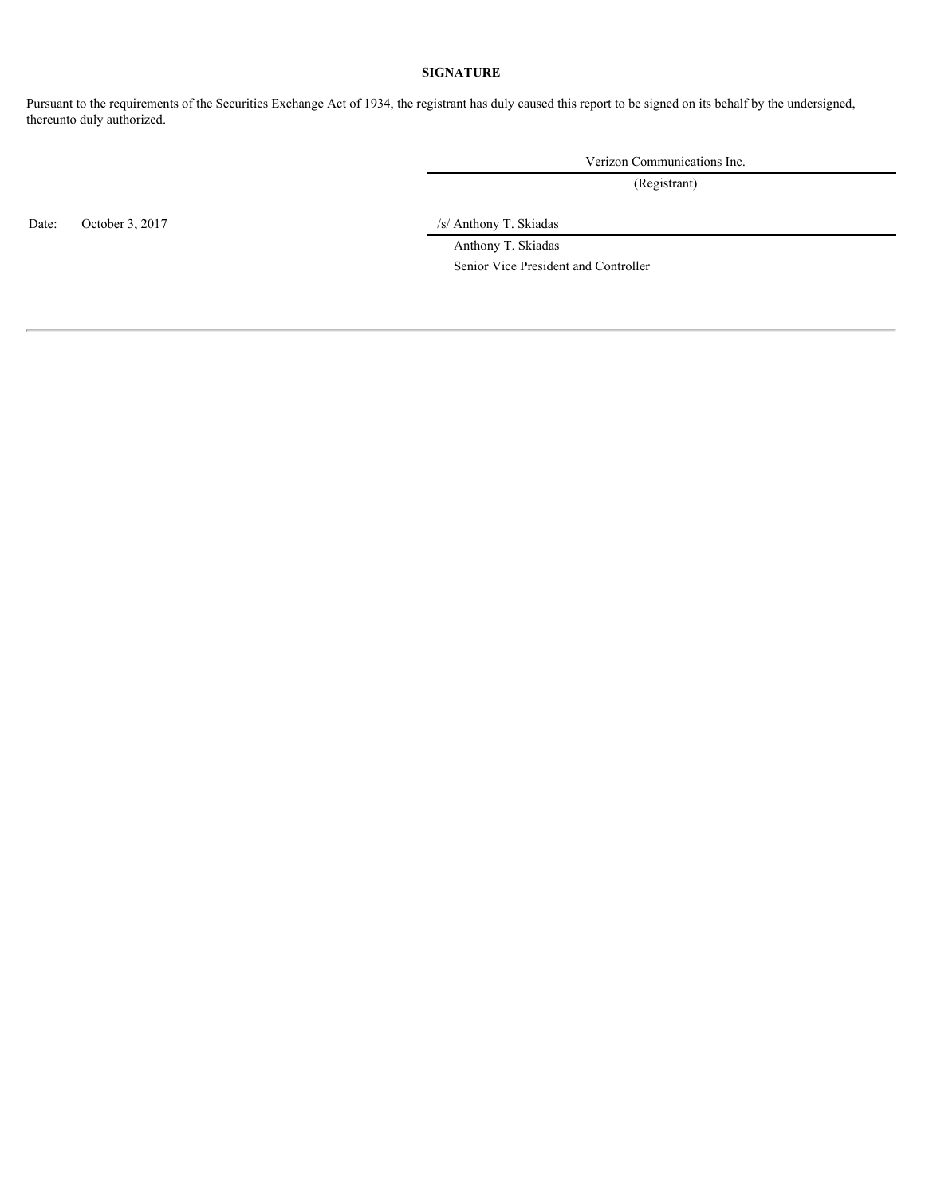## SIGNATURE

Pursuant to the requirements of the Securities Exchange Act of 1934, the registrant has duly caused this report to be signed on its behalf by the undersigned, thereunto duly authorized.

Verizon Communications Inc.

(Registrant)

Date: October 3, 2017

/s/ Anthony T. Skiadas

Anthony T. Skiadas

Senior Vice President and Controller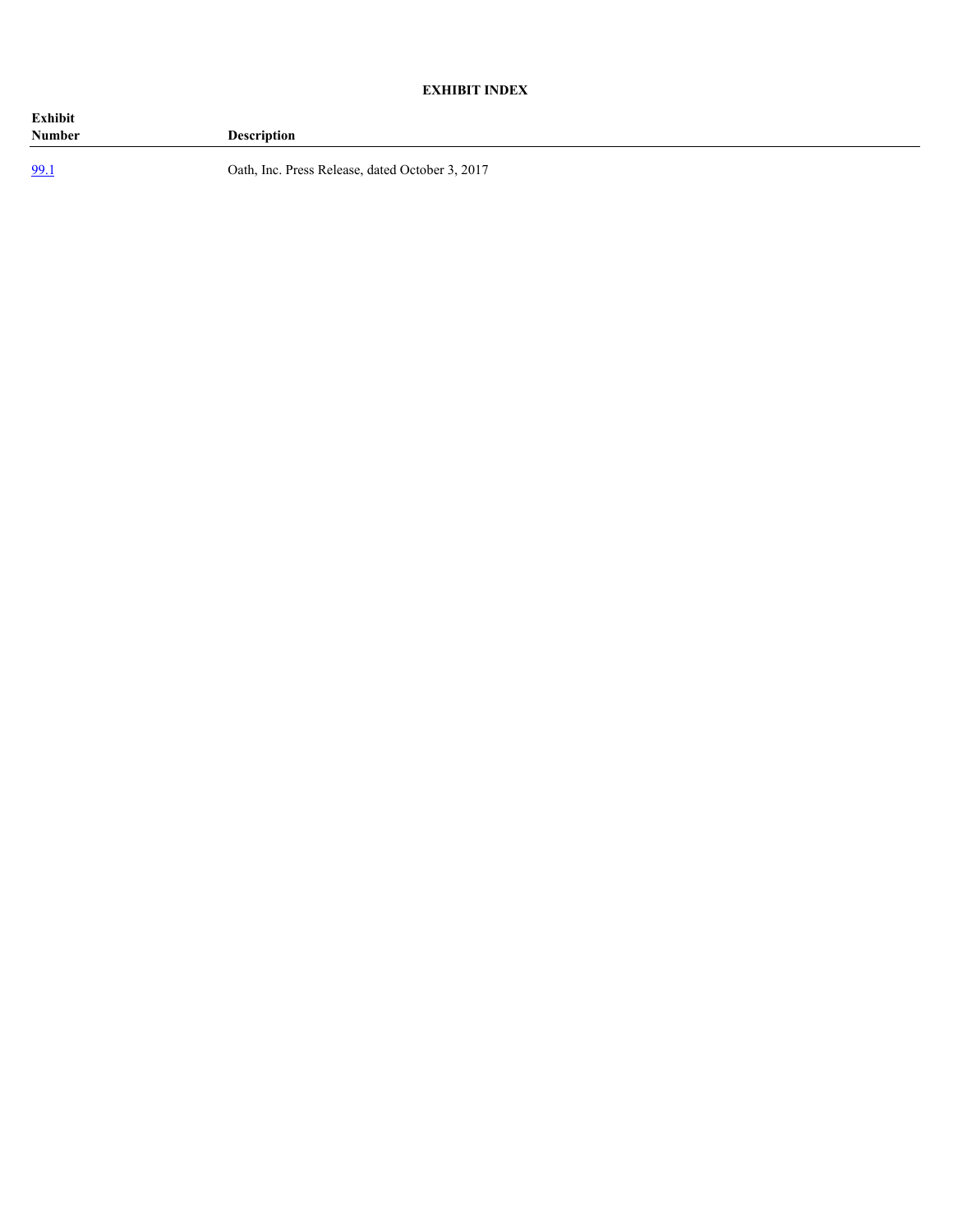**EXHIBIT INDEX**

| Exhibit Number | Description |
| --- | --- |
| 99.1 | Oath, Inc. Press Release, dated October 3, 2017 |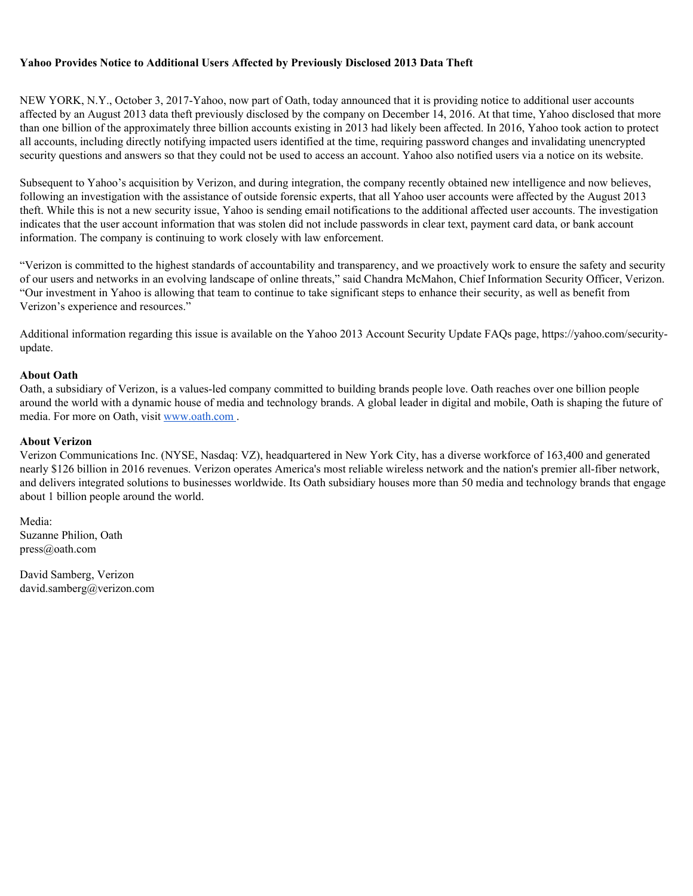**Yahoo Provides Notice to Additional Users Affected by Previously Disclosed 2013 Data Theft**

NEW YORK, N.Y., October 3, 2017-Yahoo, now part of Oath, today announced that it is providing notice to additional user accounts affected by an August 2013 data theft previously disclosed by the company on December 14, 2016. At that time, Yahoo disclosed that more than one billion of the approximately three billion accounts existing in 2013 had likely been affected. In 2016, Yahoo took action to protect all accounts, including directly notifying impacted users identified at the time, requiring password changes and invalidating unencrypted security questions and answers so that they could not be used to access an account. Yahoo also notified users via a notice on its website.

Subsequent to Yahoo's acquisition by Verizon, and during integration, the company recently obtained new intelligence and now believes, following an investigation with the assistance of outside forensic experts, that all Yahoo user accounts were affected by the August 2013 theft. While this is not a new security issue, Yahoo is sending email notifications to the additional affected user accounts. The investigation indicates that the user account information that was stolen did not include passwords in clear text, payment card data, or bank account information. The company is continuing to work closely with law enforcement.

"Verizon is committed to the highest standards of accountability and transparency, and we proactively work to ensure the safety and security of our users and networks in an evolving landscape of online threats," said Chandra McMahon, Chief Information Security Officer, Verizon. "Our investment in Yahoo is allowing that team to continue to take significant steps to enhance their security, as well as benefit from Verizon's experience and resources."

Additional information regarding this issue is available on the Yahoo 2013 Account Security Update FAQs page, https://yahoo.com/security-update.

**About Oath**

Oath, a subsidiary of Verizon, is a values-led company committed to building brands people love. Oath reaches over one billion people around the world with a dynamic house of media and technology brands. A global leader in digital and mobile, Oath is shaping the future of media. For more on Oath, visit www.oath.com .

**About Verizon**

Verizon Communications Inc. (NYSE, Nasdaq: VZ), headquartered in New York City, has a diverse workforce of 163,400 and generated nearly $126 billion in 2016 revenues. Verizon operates America's most reliable wireless network and the nation's premier all-fiber network, and delivers integrated solutions to businesses worldwide. Its Oath subsidiary houses more than 50 media and technology brands that engage about 1 billion people around the world.

Media:
Suzanne Philion, Oath
press@oath.com

David Samberg, Verizon
david.samberg@verizon.com